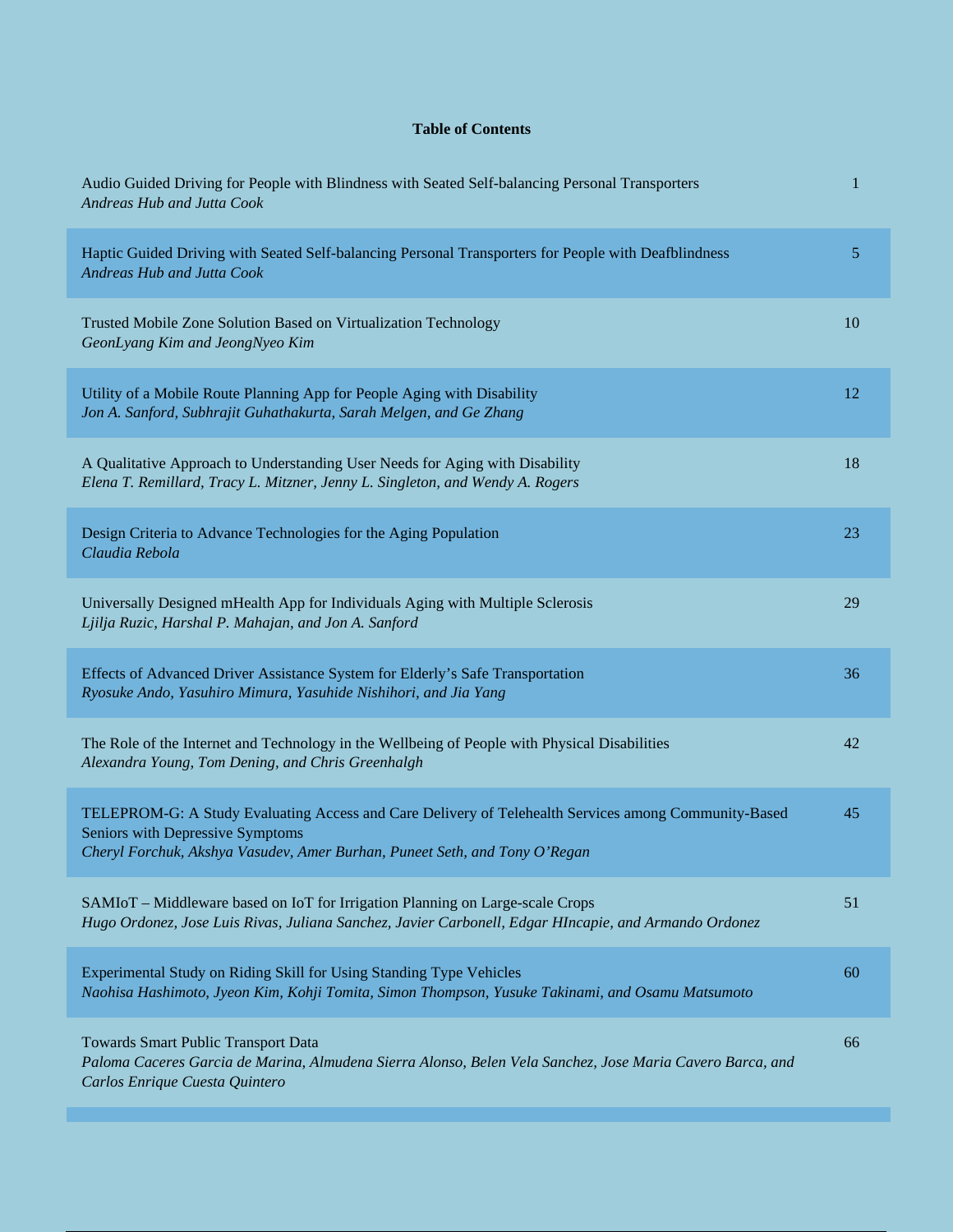**Table of Contents**

| Title / Authors | Page |
|---|---|
| Audio Guided Driving for People with Blindness with Seated Self-balancing Personal Transporters<br>*Andreas Hub and Jutta Cook* | 1 |
| Haptic Guided Driving with Seated Self-balancing Personal Transporters for People with Deafblindness<br>*Andreas Hub and Jutta Cook* | 5 |
| Trusted Mobile Zone Solution Based on Virtualization Technology<br>*GeonLyang Kim and JeongNyeo Kim* | 10 |
| Utility of a Mobile Route Planning App for People Aging with Disability<br>*Jon A. Sanford, Subhrajit Guhathakurta, Sarah Melgen, and Ge Zhang* | 12 |
| A Qualitative Approach to Understanding User Needs for Aging with Disability<br>*Elena T. Remillard, Tracy L. Mitzner, Jenny L. Singleton, and Wendy A. Rogers* | 18 |
| Design Criteria to Advance Technologies for the Aging Population<br>*Claudia Rebola* | 23 |
| Universally Designed mHealth App for Individuals Aging with Multiple Sclerosis<br>*Ljilja Ruzic, Harshal P. Mahajan, and Jon A. Sanford* | 29 |
| Effects of Advanced Driver Assistance System for Elderly's Safe Transportation<br>*Ryosuke Ando, Yasuhiro Mimura, Yasuhide Nishihori, and Jia Yang* | 36 |
| The Role of the Internet and Technology in the Wellbeing of People with Physical Disabilities<br>*Alexandra Young, Tom Dening, and Chris Greenhalgh* | 42 |
| TELEPROM-G: A Study Evaluating Access and Care Delivery of Telehealth Services among Community-Based Seniors with Depressive Symptoms<br>*Cheryl Forchuk, Akshya Vasudev, Amer Burhan, Puneet Seth, and Tony O'Regan* | 45 |
| SAMIoT – Middleware based on IoT for Irrigation Planning on Large-scale Crops<br>*Hugo Ordonez, Jose Luis Rivas, Juliana Sanchez, Javier Carbonell, Edgar HIncapie, and Armando Ordonez* | 51 |
| Experimental Study on Riding Skill for Using Standing Type Vehicles<br>*Naohisa Hashimoto, Jyeon Kim, Kohji Tomita, Simon Thompson, Yusuke Takinami, and Osamu Matsumoto* | 60 |
| Towards Smart Public Transport Data<br>*Paloma Caceres Garcia de Marina, Almudena Sierra Alonso, Belen Vela Sanchez, Jose Maria Cavero Barca, and Carlos Enrique Cuesta Quintero* | 66 |